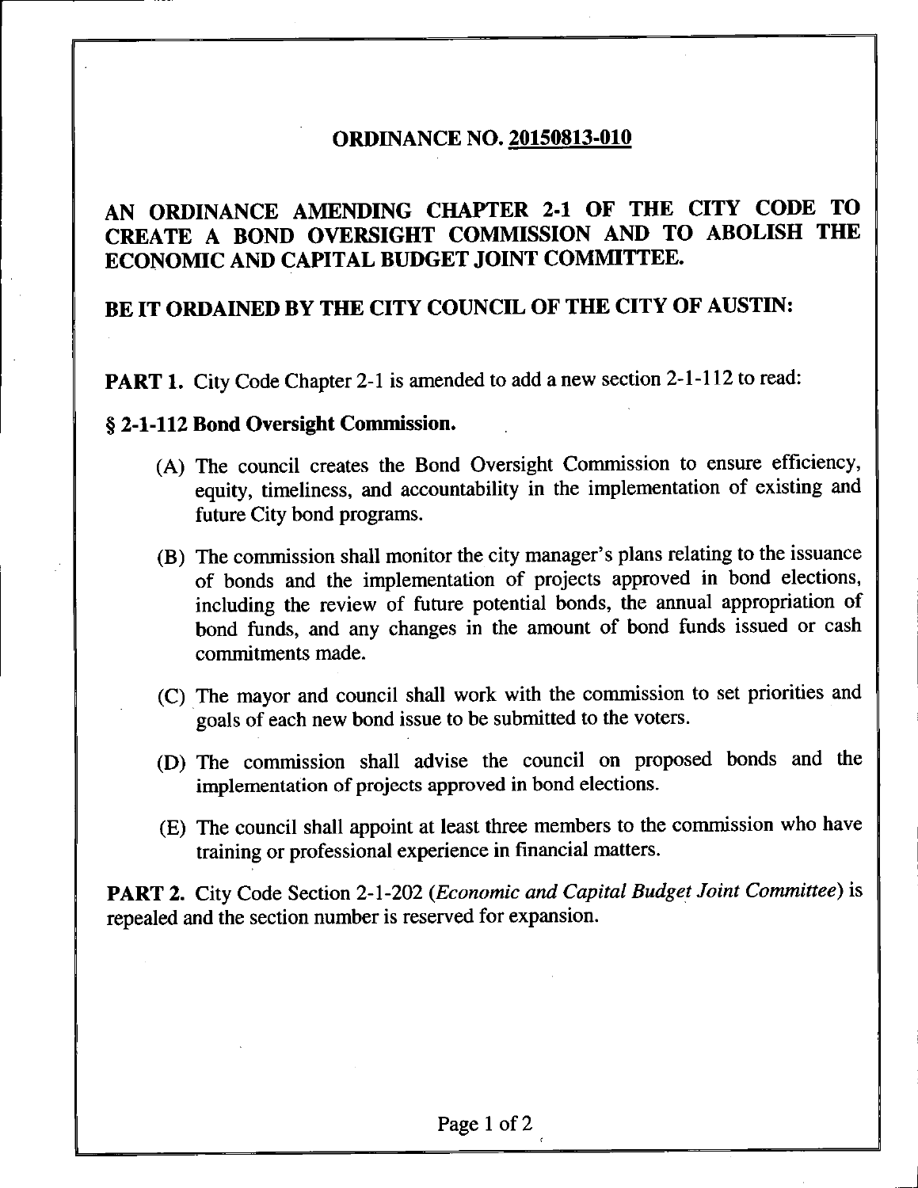# ORDINANCE NO. 20150813-010

## AN ORDINANCE AMENDING CHAPTER 2-1 OF THE CITY CODE TO CREATE A BOND OVERSIGHT COMMISSION AND TO ABOLISH THE ECONOMIC AND CAPITAL BUDGET JOINT COMMITTEE.

## BE IT ORDAINED BY THE CITY COUNCIL OF THE CITY OF AUSTIN:

**PART 1.** City Code Chapter 2-1 is amended to add a new section 2-1-112 to read:

### § 2-1-112 Bond Oversight Commission.

(A) The council creates the Bond Oversight Commission to ensure efficiency, equity, timeliness, and accountability in the implementation of existing and future City bond programs.

(B) The commission shall monitor the city manager's plans relating to the issuance of bonds and the implementation of projects approved in bond elections, including the review of future potential bonds, the annual appropriation of bond funds, and any changes in the amount of bond funds issued or cash commitments made.

(C) The mayor and council shall work with the commission to set priorities and goals of each new bond issue to be submitted to the voters.

(D) The commission shall advise the council on proposed bonds and the implementation of projects approved in bond elections.

(E) The council shall appoint at least three members to the commission who have training or professional experience in financial matters.

**PART 2.** City Code Section 2-1-202 (*Economic and Capital Budget Joint Committee*) is repealed and the section number is reserved for expansion.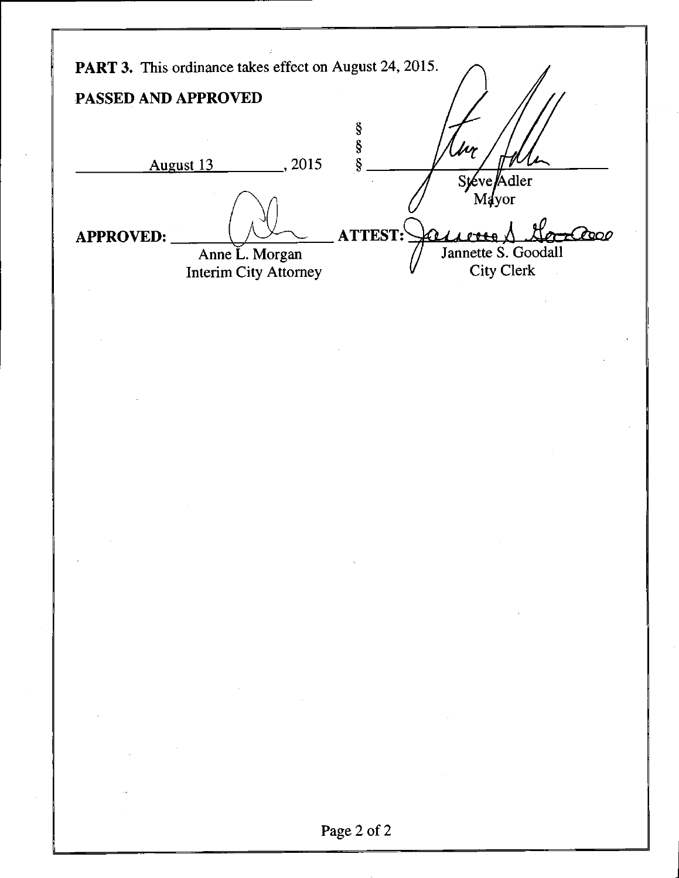**PART 3.** This ordinance takes effect on August 24, 2015.

**PASSED AND APPROVED**

| | | |
|---|---|---|
| August 13, 2015 | §<br>§<br>§ | Steve Adler<br>Mayor |

**APPROVED:** Anne L. Morgan
Interim City Attorney

**ATTEST:** Jannette S. Goodall
City Clerk